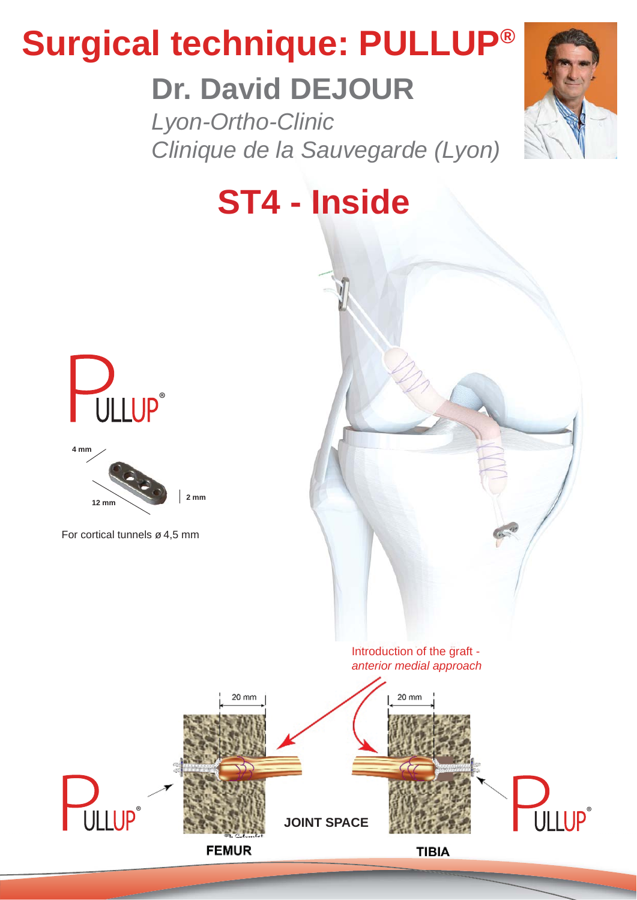# Surgical technique: PULLUP®

## Dr. David DEJOUR

*Lyon-Ortho-Clinic*

*Clinique de la Sauvegarde (Lyon)*

## ST4 - Inside

PULLUP®

4 mm

12 mm

2 mm

For cortical tunnels ø 4,5 mm

Introduction of the graft - *anterior medial approach*

20 mm

20 mm

PULLUP®

JOINT SPACE

PULLUP®

FEMUR

TIBIA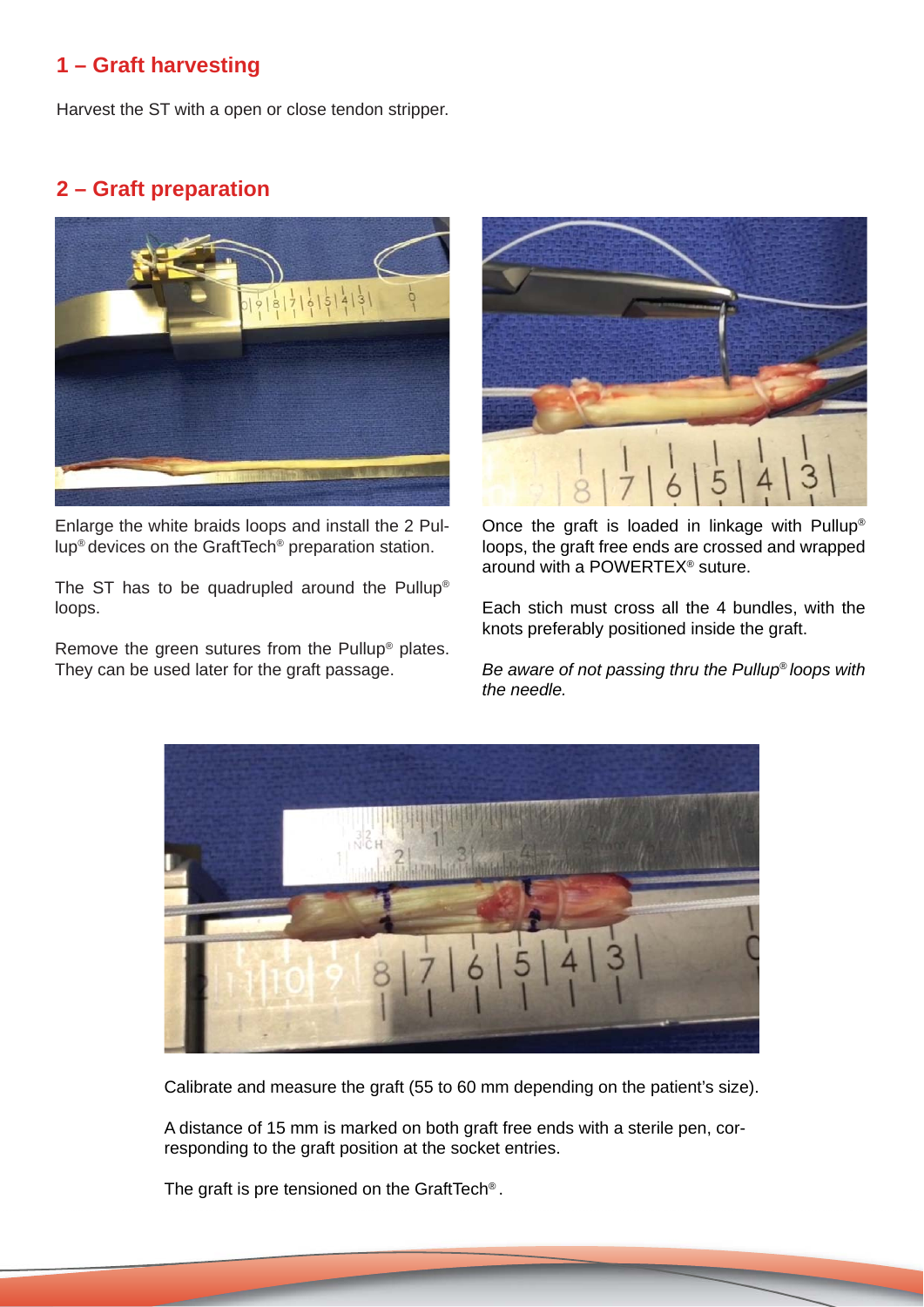## 1 – Graft harvesting

Harvest the ST with a open or close tendon stripper.

## 2 – Graft preparation

Enlarge the white braids loops and install the 2 Pullup® devices on the GraftTech® preparation station.

The ST has to be quadrupled around the Pullup® loops.

Remove the green sutures from the Pullup® plates. They can be used later for the graft passage.

Once the graft is loaded in linkage with Pullup® loops, the graft free ends are crossed and wrapped around with a POWERTEX® suture.

Each stich must cross all the 4 bundles, with the knots preferably positioned inside the graft.

*Be aware of not passing thru the Pullup® loops with the needle.*

Calibrate and measure the graft (55 to 60 mm depending on the patient's size).

A distance of 15 mm is marked on both graft free ends with a sterile pen, corresponding to the graft position at the socket entries.

The graft is pre tensioned on the GraftTech®.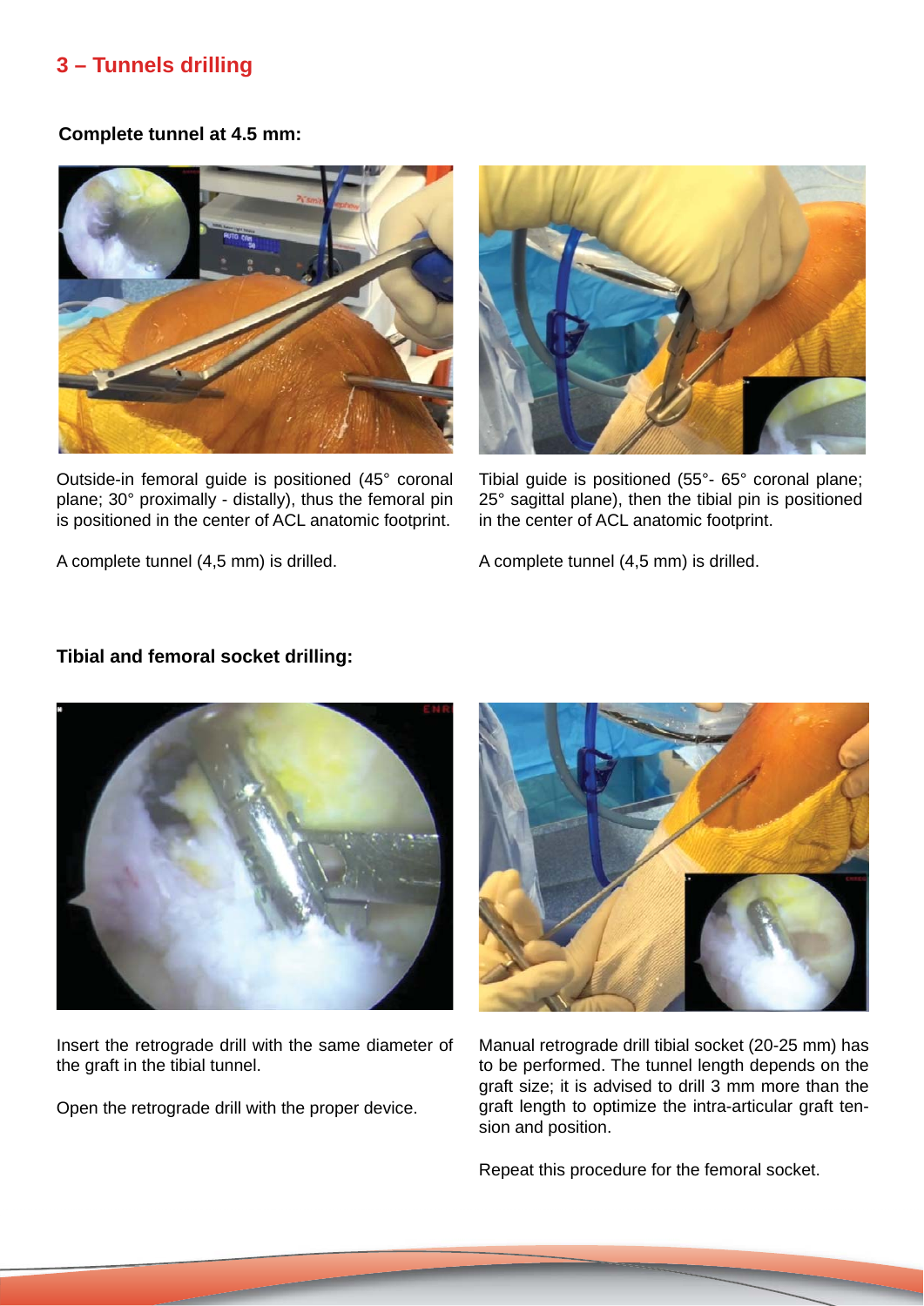## 3 – Tunnels drilling

**Complete tunnel at 4.5 mm:**

Outside-in femoral guide is positioned (45° coronal plane; 30° proximally - distally), thus the femoral pin is positioned in the center of ACL anatomic footprint.

A complete tunnel (4,5 mm) is drilled.

Tibial guide is positioned (55°- 65° coronal plane; 25° sagittal plane), then the tibial pin is positioned in the center of ACL anatomic footprint.

A complete tunnel (4,5 mm) is drilled.

**Tibial and femoral socket drilling:**

Insert the retrograde drill with the same diameter of the graft in the tibial tunnel.

Open the retrograde drill with the proper device.

Manual retrograde drill tibial socket (20-25 mm) has to be performed. The tunnel length depends on the graft size; it is advised to drill 3 mm more than the graft length to optimize the intra-articular graft tension and position.

Repeat this procedure for the femoral socket.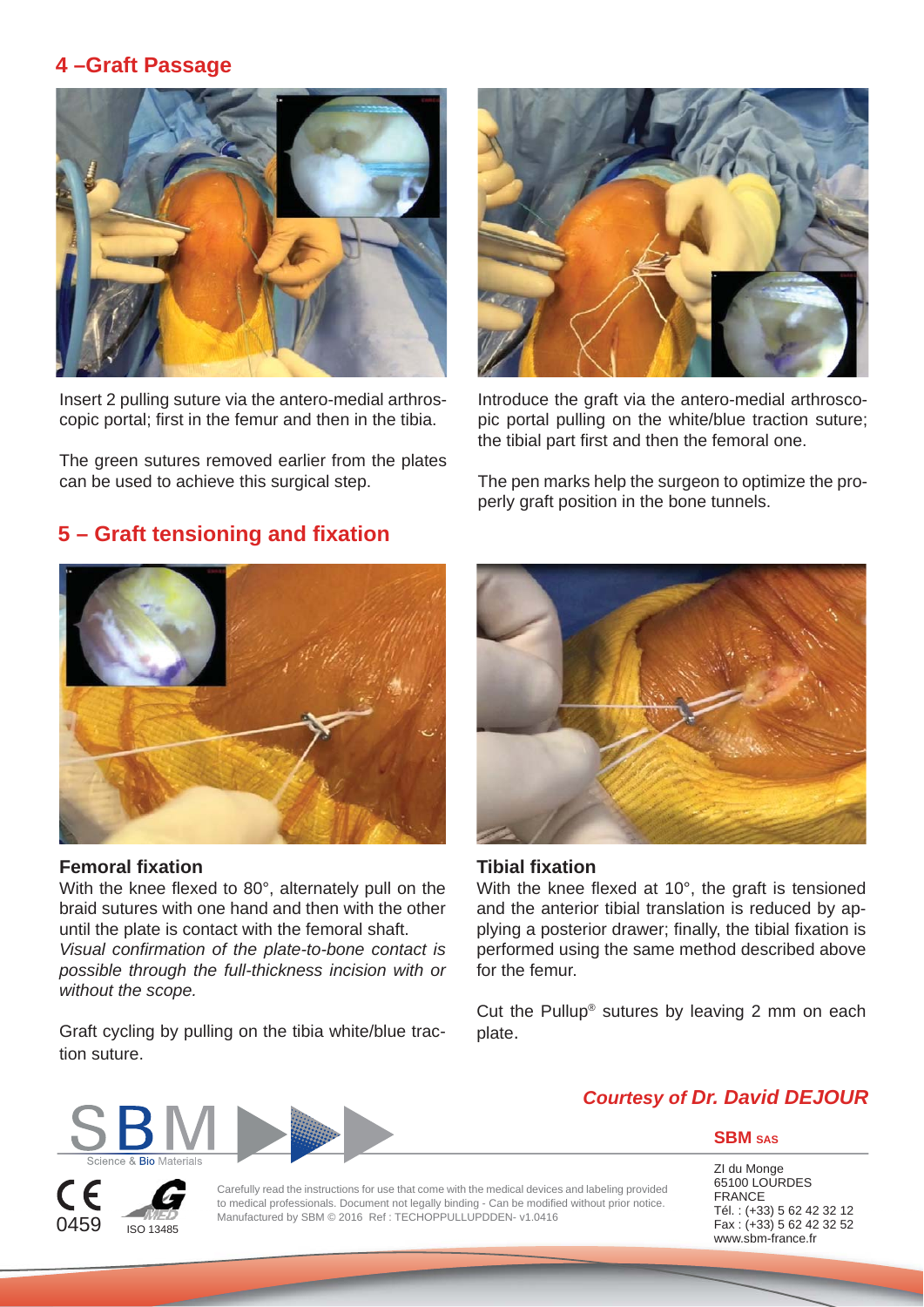## 4 –Graft Passage

Insert 2 pulling suture via the antero-medial arthroscopic portal; first in the femur and then in the tibia.

The green sutures removed earlier from the plates can be used to achieve this surgical step.

Introduce the graft via the antero-medial arthroscopic portal pulling on the white/blue traction suture; the tibial part first and then the femoral one.

The pen marks help the surgeon to optimize the properly graft position in the bone tunnels.

## 5 – Graft tensioning and fixation

**Femoral fixation**

With the knee flexed to 80°, alternately pull on the braid sutures with one hand and then with the other until the plate is contact with the femoral shaft.
*Visual confirmation of the plate-to-bone contact is possible through the full-thickness incision with or without the scope.*

Graft cycling by pulling on the tibia white/blue traction suture.

**Tibial fixation**

With the knee flexed at 10°, the graft is tensioned and the anterior tibial translation is reduced by applying a posterior drawer; finally, the tibial fixation is performed using the same method described above for the femur.

Cut the Pullup® sutures by leaving 2 mm on each plate.

*Courtesy of Dr. David DEJOUR*

SBM
Science & Bio Materials

0459 ISO 13485

Carefully read the instructions for use that come with the medical devices and labeling provided to medical professionals. Document not legally binding - Can be modified without prior notice.
Manufactured by SBM © 2016 Ref : TECHOPPULLUPDDEN- v1.0416

**SBM** SAS

ZI du Monge
65100 LOURDES
FRANCE
Tél. : (+33) 5 62 42 32 12
Fax : (+33) 5 62 42 32 52
www.sbm-france.fr